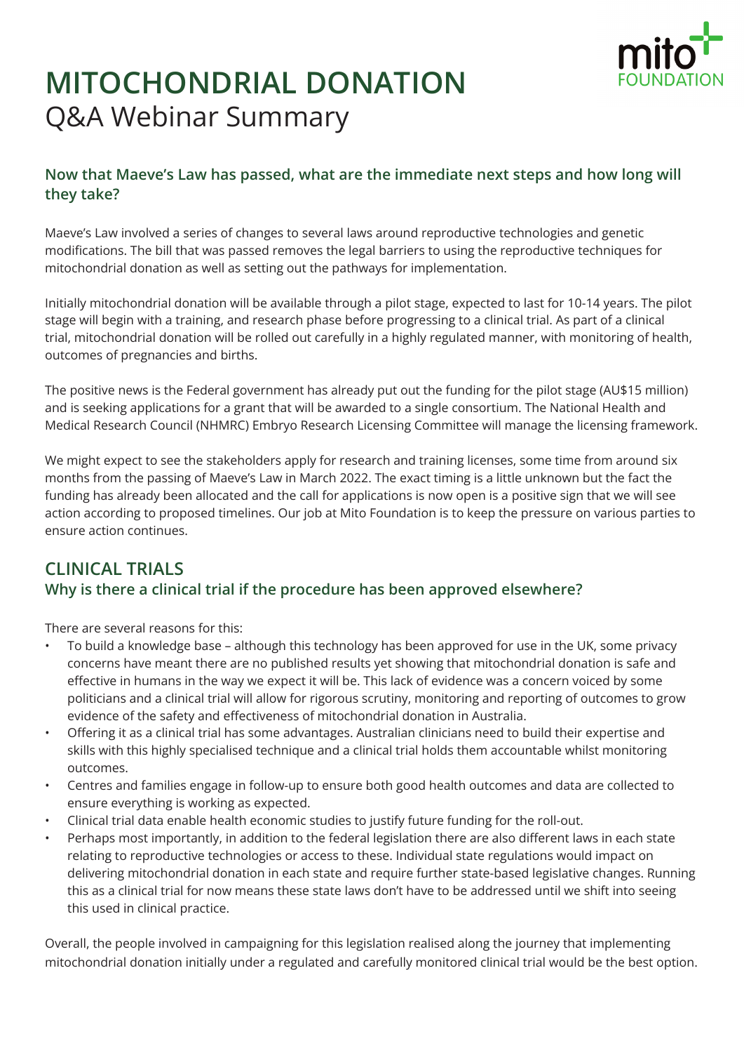# MITOCHONDRIAL DONATION
Q&A Webinar Summary

### Now that Maeve's Law has passed, what are the immediate next steps and how long will they take?

Maeve's Law involved a series of changes to several laws around reproductive technologies and genetic modifications. The bill that was passed removes the legal barriers to using the reproductive techniques for mitochondrial donation as well as setting out the pathways for implementation.

Initially mitochondrial donation will be available through a pilot stage, expected to last for 10-14 years. The pilot stage will begin with a training, and research phase before progressing to a clinical trial. As part of a clinical trial, mitochondrial donation will be rolled out carefully in a highly regulated manner, with monitoring of health, outcomes of pregnancies and births.

The positive news is the Federal government has already put out the funding for the pilot stage (AU$15 million) and is seeking applications for a grant that will be awarded to a single consortium. The National Health and Medical Research Council (NHMRC) Embryo Research Licensing Committee will manage the licensing framework.

We might expect to see the stakeholders apply for research and training licenses, some time from around six months from the passing of Maeve's Law in March 2022. The exact timing is a little unknown but the fact the funding has already been allocated and the call for applications is now open is a positive sign that we will see action according to proposed timelines. Our job at Mito Foundation is to keep the pressure on various parties to ensure action continues.

## CLINICAL TRIALS

### Why is there a clinical trial if the procedure has been approved elsewhere?

There are several reasons for this:

- To build a knowledge base – although this technology has been approved for use in the UK, some privacy concerns have meant there are no published results yet showing that mitochondrial donation is safe and effective in humans in the way we expect it will be. This lack of evidence was a concern voiced by some politicians and a clinical trial will allow for rigorous scrutiny, monitoring and reporting of outcomes to grow evidence of the safety and effectiveness of mitochondrial donation in Australia.
- Offering it as a clinical trial has some advantages. Australian clinicians need to build their expertise and skills with this highly specialised technique and a clinical trial holds them accountable whilst monitoring outcomes.
- Centres and families engage in follow-up to ensure both good health outcomes and data are collected to ensure everything is working as expected.
- Clinical trial data enable health economic studies to justify future funding for the roll-out.
- Perhaps most importantly, in addition to the federal legislation there are also different laws in each state relating to reproductive technologies or access to these. Individual state regulations would impact on delivering mitochondrial donation in each state and require further state-based legislative changes. Running this as a clinical trial for now means these state laws don't have to be addressed until we shift into seeing this used in clinical practice.

Overall, the people involved in campaigning for this legislation realised along the journey that implementing mitochondrial donation initially under a regulated and carefully monitored clinical trial would be the best option.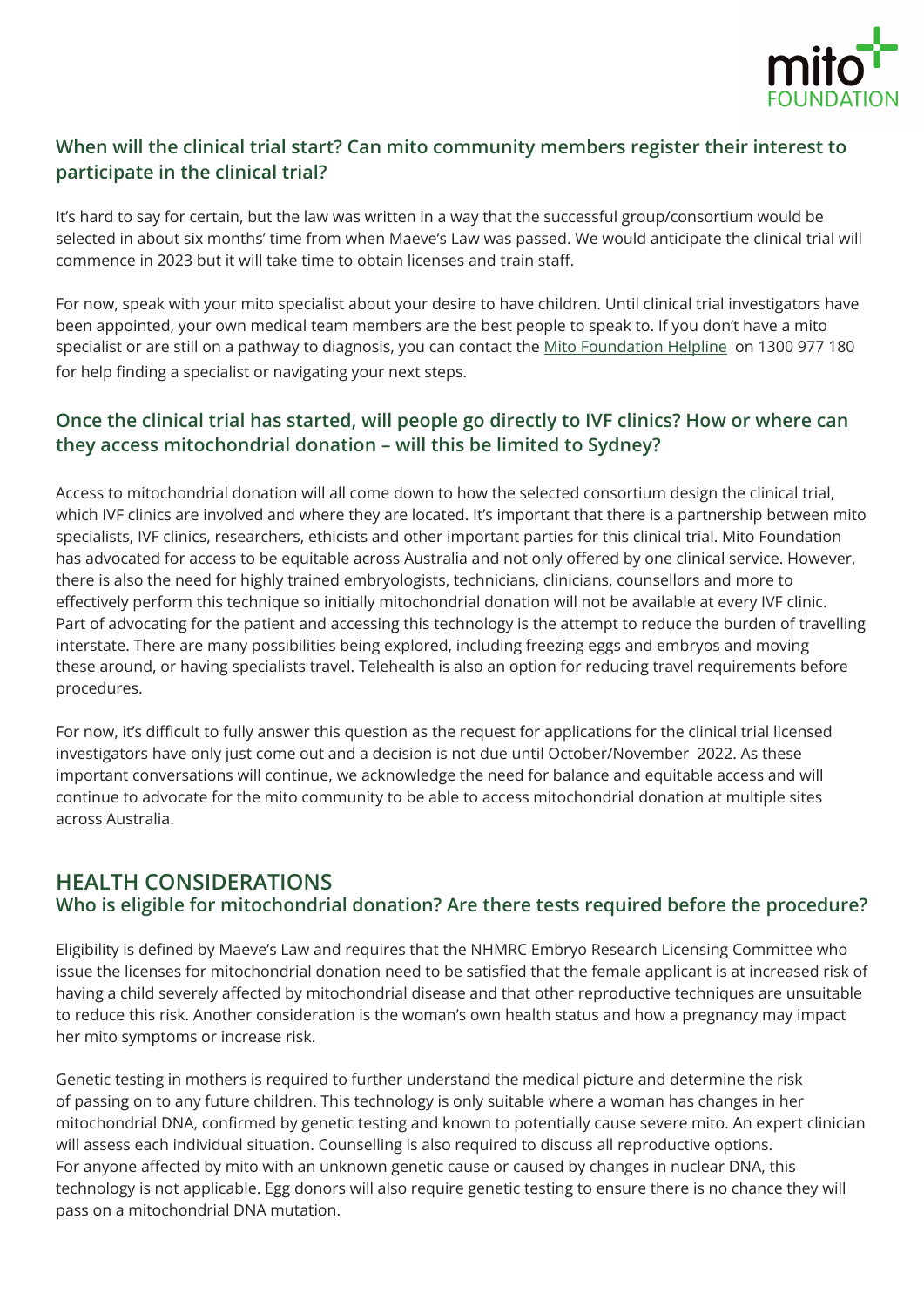### When will the clinical trial start? Can mito community members register their interest to participate in the clinical trial?

It's hard to say for certain, but the law was written in a way that the successful group/consortium would be selected in about six months' time from when Maeve's Law was passed. We would anticipate the clinical trial will commence in 2023 but it will take time to obtain licenses and train staff.

For now, speak with your mito specialist about your desire to have children. Until clinical trial investigators have been appointed, your own medical team members are the best people to speak to. If you don't have a mito specialist or are still on a pathway to diagnosis, you can contact the Mito Foundation Helpline on 1300 977 180 for help finding a specialist or navigating your next steps.

### Once the clinical trial has started, will people go directly to IVF clinics? How or where can they access mitochondrial donation – will this be limited to Sydney?

Access to mitochondrial donation will all come down to how the selected consortium design the clinical trial, which IVF clinics are involved and where they are located. It's important that there is a partnership between mito specialists, IVF clinics, researchers, ethicists and other important parties for this clinical trial. Mito Foundation has advocated for access to be equitable across Australia and not only offered by one clinical service. However, there is also the need for highly trained embryologists, technicians, clinicians, counsellors and more to effectively perform this technique so initially mitochondrial donation will not be available at every IVF clinic. Part of advocating for the patient and accessing this technology is the attempt to reduce the burden of travelling interstate. There are many possibilities being explored, including freezing eggs and embryos and moving these around, or having specialists travel. Telehealth is also an option for reducing travel requirements before procedures.

For now, it's difficult to fully answer this question as the request for applications for the clinical trial licensed investigators have only just come out and a decision is not due until October/November 2022. As these important conversations will continue, we acknowledge the need for balance and equitable access and will continue to advocate for the mito community to be able to access mitochondrial donation at multiple sites across Australia.

## HEALTH CONSIDERATIONS

### Who is eligible for mitochondrial donation? Are there tests required before the procedure?

Eligibility is defined by Maeve's Law and requires that the NHMRC Embryo Research Licensing Committee who issue the licenses for mitochondrial donation need to be satisfied that the female applicant is at increased risk of having a child severely affected by mitochondrial disease and that other reproductive techniques are unsuitable to reduce this risk. Another consideration is the woman's own health status and how a pregnancy may impact her mito symptoms or increase risk.

Genetic testing in mothers is required to further understand the medical picture and determine the risk of passing on to any future children. This technology is only suitable where a woman has changes in her mitochondrial DNA, confirmed by genetic testing and known to potentially cause severe mito. An expert clinician will assess each individual situation. Counselling is also required to discuss all reproductive options. For anyone affected by mito with an unknown genetic cause or caused by changes in nuclear DNA, this technology is not applicable. Egg donors will also require genetic testing to ensure there is no chance they will pass on a mitochondrial DNA mutation.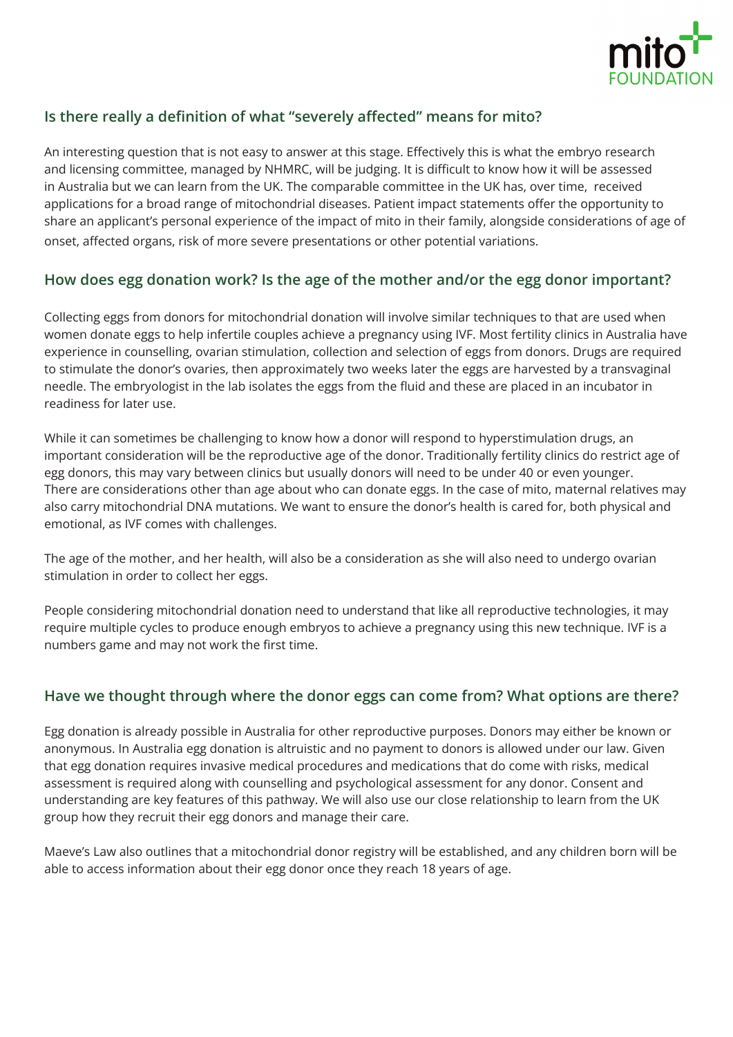## Is there really a definition of what "severely affected" means for mito?

An interesting question that is not easy to answer at this stage. Effectively this is what the embryo research and licensing committee, managed by NHMRC, will be judging. It is difficult to know how it will be assessed in Australia but we can learn from the UK. The comparable committee in the UK has, over time, received applications for a broad range of mitochondrial diseases. Patient impact statements offer the opportunity to share an applicant's personal experience of the impact of mito in their family, alongside considerations of age of onset, affected organs, risk of more severe presentations or other potential variations.

## How does egg donation work? Is the age of the mother and/or the egg donor important?

Collecting eggs from donors for mitochondrial donation will involve similar techniques to that are used when women donate eggs to help infertile couples achieve a pregnancy using IVF. Most fertility clinics in Australia have experience in counselling, ovarian stimulation, collection and selection of eggs from donors. Drugs are required to stimulate the donor's ovaries, then approximately two weeks later the eggs are harvested by a transvaginal needle. The embryologist in the lab isolates the eggs from the fluid and these are placed in an incubator in readiness for later use.

While it can sometimes be challenging to know how a donor will respond to hyperstimulation drugs, an important consideration will be the reproductive age of the donor. Traditionally fertility clinics do restrict age of egg donors, this may vary between clinics but usually donors will need to be under 40 or even younger. There are considerations other than age about who can donate eggs. In the case of mito, maternal relatives may also carry mitochondrial DNA mutations. We want to ensure the donor's health is cared for, both physical and emotional, as IVF comes with challenges.

The age of the mother, and her health, will also be a consideration as she will also need to undergo ovarian stimulation in order to collect her eggs.

People considering mitochondrial donation need to understand that like all reproductive technologies, it may require multiple cycles to produce enough embryos to achieve a pregnancy using this new technique. IVF is a numbers game and may not work the first time.

## Have we thought through where the donor eggs can come from? What options are there?

Egg donation is already possible in Australia for other reproductive purposes. Donors may either be known or anonymous. In Australia egg donation is altruistic and no payment to donors is allowed under our law. Given that egg donation requires invasive medical procedures and medications that do come with risks, medical assessment is required along with counselling and psychological assessment for any donor. Consent and understanding are key features of this pathway. We will also use our close relationship to learn from the UK group how they recruit their egg donors and manage their care.

Maeve's Law also outlines that a mitochondrial donor registry will be established, and any children born will be able to access information about their egg donor once they reach 18 years of age.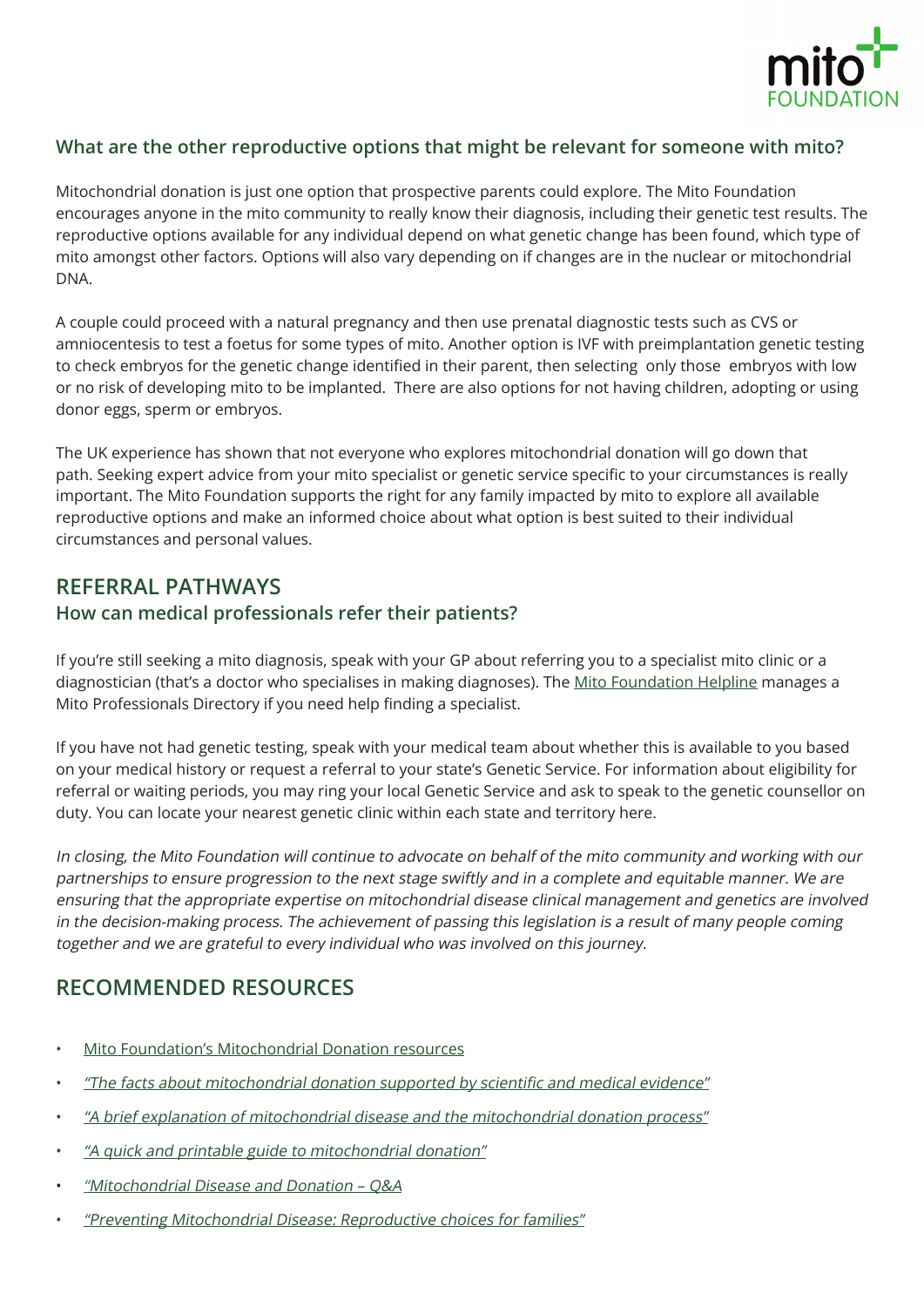### What are the other reproductive options that might be relevant for someone with mito?

Mitochondrial donation is just one option that prospective parents could explore. The Mito Foundation encourages anyone in the mito community to really know their diagnosis, including their genetic test results. The reproductive options available for any individual depend on what genetic change has been found, which type of mito amongst other factors. Options will also vary depending on if changes are in the nuclear or mitochondrial DNA.

A couple could proceed with a natural pregnancy and then use prenatal diagnostic tests such as CVS or amniocentesis to test a foetus for some types of mito. Another option is IVF with preimplantation genetic testing to check embryos for the genetic change identified in their parent, then selecting only those embryos with low or no risk of developing mito to be implanted. There are also options for not having children, adopting or using donor eggs, sperm or embryos.

The UK experience has shown that not everyone who explores mitochondrial donation will go down that path. Seeking expert advice from your mito specialist or genetic service specific to your circumstances is really important. The Mito Foundation supports the right for any family impacted by mito to explore all available reproductive options and make an informed choice about what option is best suited to their individual circumstances and personal values.

## REFERRAL PATHWAYS

### How can medical professionals refer their patients?

If you're still seeking a mito diagnosis, speak with your GP about referring you to a specialist mito clinic or a diagnostician (that's a doctor who specialises in making diagnoses). The Mito Foundation Helpline manages a Mito Professionals Directory if you need help finding a specialist.

If you have not had genetic testing, speak with your medical team about whether this is available to you based on your medical history or request a referral to your state's Genetic Service. For information about eligibility for referral or waiting periods, you may ring your local Genetic Service and ask to speak to the genetic counsellor on duty. You can locate your nearest genetic clinic within each state and territory here.

*In closing, the Mito Foundation will continue to advocate on behalf of the mito community and working with our partnerships to ensure progression to the next stage swiftly and in a complete and equitable manner. We are ensuring that the appropriate expertise on mitochondrial disease clinical management and genetics are involved in the decision-making process. The achievement of passing this legislation is a result of many people coming together and we are grateful to every individual who was involved on this journey.*

## RECOMMENDED RESOURCES

- Mito Foundation's Mitochondrial Donation resources
- *"The facts about mitochondrial donation supported by scientific and medical evidence"*
- *"A brief explanation of mitochondrial disease and the mitochondrial donation process"*
- *"A quick and printable guide to mitochondrial donation"*
- *"Mitochondrial Disease and Donation – Q&A*
- *"Preventing Mitochondrial Disease: Reproductive choices for families"*